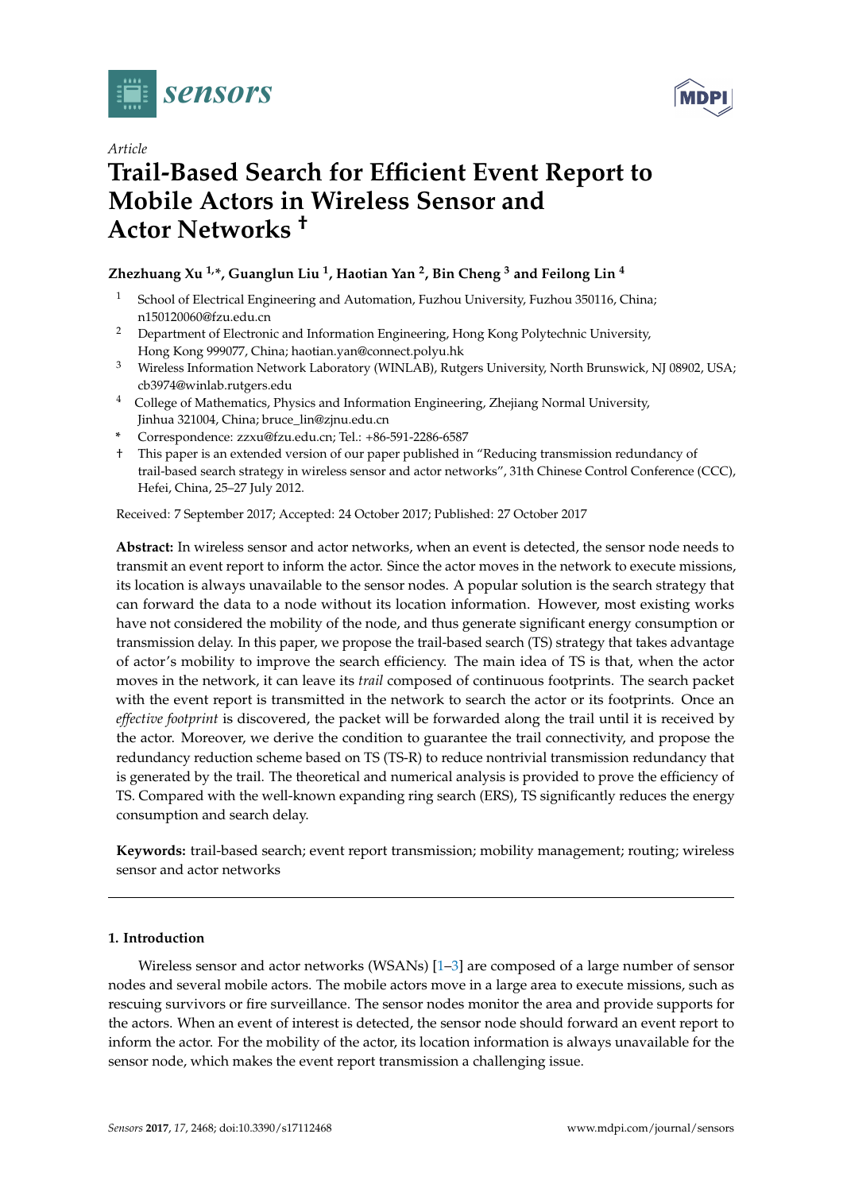*Article*

# Trail-Based Search for Efficient Event Report to Mobile Actors in Wireless Sensor and Actor Networks †

**Zhezhuang Xu [1,*], Guanglun Liu [1], Haotian Yan [2], Bin Cheng [3] and Feilong Lin [4]**

1. School of Electrical Engineering and Automation, Fuzhou University, Fuzhou 350116, China; n150120060@fzu.edu.cn
2. Department of Electronic and Information Engineering, Hong Kong Polytechnic University, Hong Kong 999077, China; haotian.yan@connect.polyu.hk
3. Wireless Information Network Laboratory (WINLAB), Rutgers University, North Brunswick, NJ 08902, USA; cb3974@winlab.rutgers.edu
4. College of Mathematics, Physics and Information Engineering, Zhejiang Normal University, Jinhua 321004, China; bruce_lin@zjnu.edu.cn

\* Correspondence: zzxu@fzu.edu.cn; Tel.: +86-591-2286-6587

† This paper is an extended version of our paper published in "Reducing transmission redundancy of trail-based search strategy in wireless sensor and actor networks", 31th Chinese Control Conference (CCC), Hefei, China, 25–27 July 2012.

Received: 7 September 2017; Accepted: 24 October 2017; Published: 27 October 2017

**Abstract:** In wireless sensor and actor networks, when an event is detected, the sensor node needs to transmit an event report to inform the actor. Since the actor moves in the network to execute missions, its location is always unavailable to the sensor nodes. A popular solution is the search strategy that can forward the data to a node without its location information. However, most existing works have not considered the mobility of the node, and thus generate significant energy consumption or transmission delay. In this paper, we propose the trail-based search (TS) strategy that takes advantage of actor's mobility to improve the search efficiency. The main idea of TS is that, when the actor moves in the network, it can leave its *trail* composed of continuous footprints. The search packet with the event report is transmitted in the network to search the actor or its footprints. Once an *effective footprint* is discovered, the packet will be forwarded along the trail until it is received by the actor. Moreover, we derive the condition to guarantee the trail connectivity, and propose the redundancy reduction scheme based on TS (TS-R) to reduce nontrivial transmission redundancy that is generated by the trail. The theoretical and numerical analysis is provided to prove the efficiency of TS. Compared with the well-known expanding ring search (ERS), TS significantly reduces the energy consumption and search delay.

**Keywords:** trail-based search; event report transmission; mobility management; routing; wireless sensor and actor networks

## 1. Introduction

Wireless sensor and actor networks (WSANs) [1–3] are composed of a large number of sensor nodes and several mobile actors. The mobile actors move in a large area to execute missions, such as rescuing survivors or fire surveillance. The sensor nodes monitor the area and provide supports for the actors. When an event of interest is detected, the sensor node should forward an event report to inform the actor. For the mobility of the actor, its location information is always unavailable for the sensor node, which makes the event report transmission a challenging issue.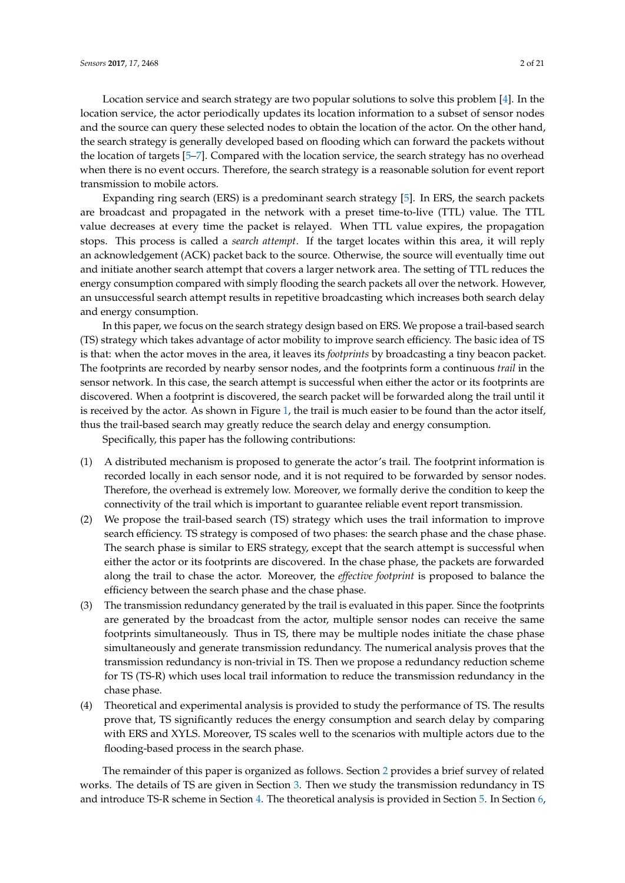Location service and search strategy are two popular solutions to solve this problem [4]. In the location service, the actor periodically updates its location information to a subset of sensor nodes and the source can query these selected nodes to obtain the location of the actor. On the other hand, the search strategy is generally developed based on flooding which can forward the packets without the location of targets [5–7]. Compared with the location service, the search strategy has no overhead when there is no event occurs. Therefore, the search strategy is a reasonable solution for event report transmission to mobile actors.

Expanding ring search (ERS) is a predominant search strategy [5]. In ERS, the search packets are broadcast and propagated in the network with a preset time-to-live (TTL) value. The TTL value decreases at every time the packet is relayed. When TTL value expires, the propagation stops. This process is called a *search attempt*. If the target locates within this area, it will reply an acknowledgement (ACK) packet back to the source. Otherwise, the source will eventually time out and initiate another search attempt that covers a larger network area. The setting of TTL reduces the energy consumption compared with simply flooding the search packets all over the network. However, an unsuccessful search attempt results in repetitive broadcasting which increases both search delay and energy consumption.

In this paper, we focus on the search strategy design based on ERS. We propose a trail-based search (TS) strategy which takes advantage of actor mobility to improve search efficiency. The basic idea of TS is that: when the actor moves in the area, it leaves its *footprints* by broadcasting a tiny beacon packet. The footprints are recorded by nearby sensor nodes, and the footprints form a continuous *trail* in the sensor network. In this case, the search attempt is successful when either the actor or its footprints are discovered. When a footprint is discovered, the search packet will be forwarded along the trail until it is received by the actor. As shown in Figure 1, the trail is much easier to be found than the actor itself, thus the trail-based search may greatly reduce the search delay and energy consumption.

Specifically, this paper has the following contributions:

(1) A distributed mechanism is proposed to generate the actor's trail. The footprint information is recorded locally in each sensor node, and it is not required to be forwarded by sensor nodes. Therefore, the overhead is extremely low. Moreover, we formally derive the condition to keep the connectivity of the trail which is important to guarantee reliable event report transmission.

(2) We propose the trail-based search (TS) strategy which uses the trail information to improve search efficiency. TS strategy is composed of two phases: the search phase and the chase phase. The search phase is similar to ERS strategy, except that the search attempt is successful when either the actor or its footprints are discovered. In the chase phase, the packets are forwarded along the trail to chase the actor. Moreover, the *effective footprint* is proposed to balance the efficiency between the search phase and the chase phase.

(3) The transmission redundancy generated by the trail is evaluated in this paper. Since the footprints are generated by the broadcast from the actor, multiple sensor nodes can receive the same footprints simultaneously. Thus in TS, there may be multiple nodes initiate the chase phase simultaneously and generate transmission redundancy. The numerical analysis proves that the transmission redundancy is non-trivial in TS. Then we propose a redundancy reduction scheme for TS (TS-R) which uses local trail information to reduce the transmission redundancy in the chase phase.

(4) Theoretical and experimental analysis is provided to study the performance of TS. The results prove that, TS significantly reduces the energy consumption and search delay by comparing with ERS and XYLS. Moreover, TS scales well to the scenarios with multiple actors due to the flooding-based process in the search phase.

The remainder of this paper is organized as follows. Section 2 provides a brief survey of related works. The details of TS are given in Section 3. Then we study the transmission redundancy in TS and introduce TS-R scheme in Section 4. The theoretical analysis is provided in Section 5. In Section 6,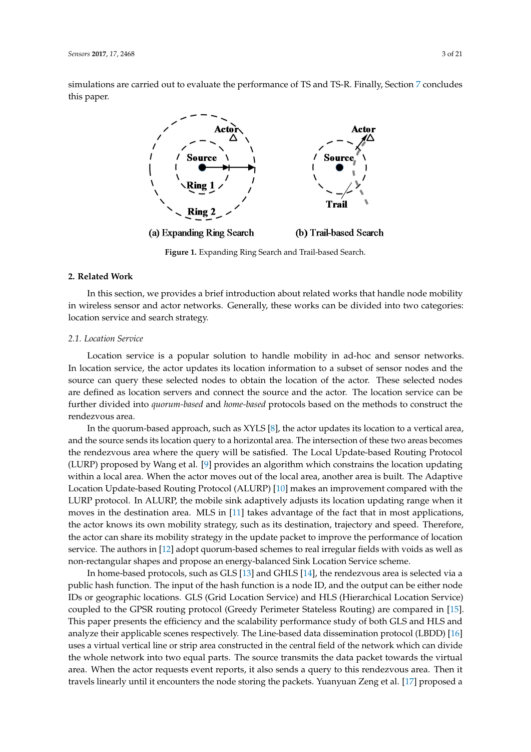simulations are carried out to evaluate the performance of TS and TS-R. Finally, Section 7 concludes this paper.

Figure 1. Expanding Ring Search and Trail-based Search.

## 2. Related Work

In this section, we provides a brief introduction about related works that handle node mobility in wireless sensor and actor networks. Generally, these works can be divided into two categories: location service and search strategy.

### 2.1. Location Service

Location service is a popular solution to handle mobility in ad-hoc and sensor networks. In location service, the actor updates its location information to a subset of sensor nodes and the source can query these selected nodes to obtain the location of the actor. These selected nodes are defined as location servers and connect the source and the actor. The location service can be further divided into *quorum-based* and *home-based* protocols based on the methods to construct the rendezvous area.

In the quorum-based approach, such as XYLS [8], the actor updates its location to a vertical area, and the source sends its location query to a horizontal area. The intersection of these two areas becomes the rendezvous area where the query will be satisfied. The Local Update-based Routing Protocol (LURP) proposed by Wang et al. [9] provides an algorithm which constrains the location updating within a local area. When the actor moves out of the local area, another area is built. The Adaptive Location Update-based Routing Protocol (ALURP) [10] makes an improvement compared with the LURP protocol. In ALURP, the mobile sink adaptively adjusts its location updating range when it moves in the destination area. MLS in [11] takes advantage of the fact that in most applications, the actor knows its own mobility strategy, such as its destination, trajectory and speed. Therefore, the actor can share its mobility strategy in the update packet to improve the performance of location service. The authors in [12] adopt quorum-based schemes to real irregular fields with voids as well as non-rectangular shapes and propose an energy-balanced Sink Location Service scheme.

In home-based protocols, such as GLS [13] and GHLS [14], the rendezvous area is selected via a public hash function. The input of the hash function is a node ID, and the output can be either node IDs or geographic locations. GLS (Grid Location Service) and HLS (Hierarchical Location Service) coupled to the GPSR routing protocol (Greedy Perimeter Stateless Routing) are compared in [15]. This paper presents the efficiency and the scalability performance study of both GLS and HLS and analyze their applicable scenes respectively. The Line-based data dissemination protocol (LBDD) [16] uses a virtual vertical line or strip area constructed in the central field of the network which can divide the whole network into two equal parts. The source transmits the data packet towards the virtual area. When the actor requests event reports, it also sends a query to this rendezvous area. Then it travels linearly until it encounters the node storing the packets. Yuanyuan Zeng et al. [17] proposed a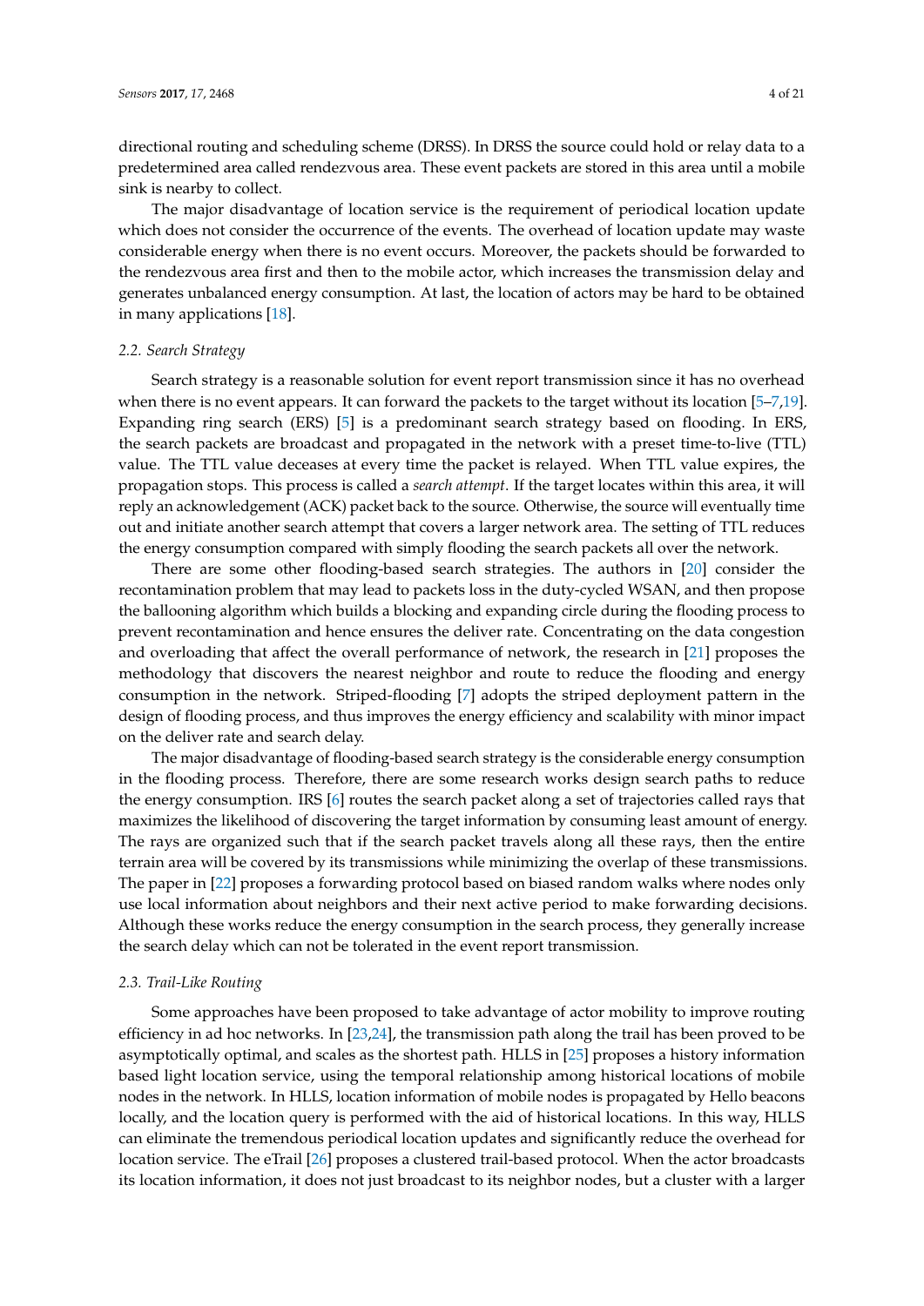directional routing and scheduling scheme (DRSS). In DRSS the source could hold or relay data to a predetermined area called rendezvous area. These event packets are stored in this area until a mobile sink is nearby to collect.

The major disadvantage of location service is the requirement of periodical location update which does not consider the occurrence of the events. The overhead of location update may waste considerable energy when there is no event occurs. Moreover, the packets should be forwarded to the rendezvous area first and then to the mobile actor, which increases the transmission delay and generates unbalanced energy consumption. At last, the location of actors may be hard to be obtained in many applications [18].

### 2.2. Search Strategy

Search strategy is a reasonable solution for event report transmission since it has no overhead when there is no event appears. It can forward the packets to the target without its location [5–7,19]. Expanding ring search (ERS) [5] is a predominant search strategy based on flooding. In ERS, the search packets are broadcast and propagated in the network with a preset time-to-live (TTL) value. The TTL value deceases at every time the packet is relayed. When TTL value expires, the propagation stops. This process is called a *search attempt*. If the target locates within this area, it will reply an acknowledgement (ACK) packet back to the source. Otherwise, the source will eventually time out and initiate another search attempt that covers a larger network area. The setting of TTL reduces the energy consumption compared with simply flooding the search packets all over the network.

There are some other flooding-based search strategies. The authors in [20] consider the recontamination problem that may lead to packets loss in the duty-cycled WSAN, and then propose the ballooning algorithm which builds a blocking and expanding circle during the flooding process to prevent recontamination and hence ensures the deliver rate. Concentrating on the data congestion and overloading that affect the overall performance of network, the research in [21] proposes the methodology that discovers the nearest neighbor and route to reduce the flooding and energy consumption in the network. Striped-flooding [7] adopts the striped deployment pattern in the design of flooding process, and thus improves the energy efficiency and scalability with minor impact on the deliver rate and search delay.

The major disadvantage of flooding-based search strategy is the considerable energy consumption in the flooding process. Therefore, there are some research works design search paths to reduce the energy consumption. IRS [6] routes the search packet along a set of trajectories called rays that maximizes the likelihood of discovering the target information by consuming least amount of energy. The rays are organized such that if the search packet travels along all these rays, then the entire terrain area will be covered by its transmissions while minimizing the overlap of these transmissions. The paper in [22] proposes a forwarding protocol based on biased random walks where nodes only use local information about neighbors and their next active period to make forwarding decisions. Although these works reduce the energy consumption in the search process, they generally increase the search delay which can not be tolerated in the event report transmission.

### 2.3. Trail-Like Routing

Some approaches have been proposed to take advantage of actor mobility to improve routing efficiency in ad hoc networks. In [23,24], the transmission path along the trail has been proved to be asymptotically optimal, and scales as the shortest path. HLLS in [25] proposes a history information based light location service, using the temporal relationship among historical locations of mobile nodes in the network. In HLLS, location information of mobile nodes is propagated by Hello beacons locally, and the location query is performed with the aid of historical locations. In this way, HLLS can eliminate the tremendous periodical location updates and significantly reduce the overhead for location service. The eTrail [26] proposes a clustered trail-based protocol. When the actor broadcasts its location information, it does not just broadcast to its neighbor nodes, but a cluster with a larger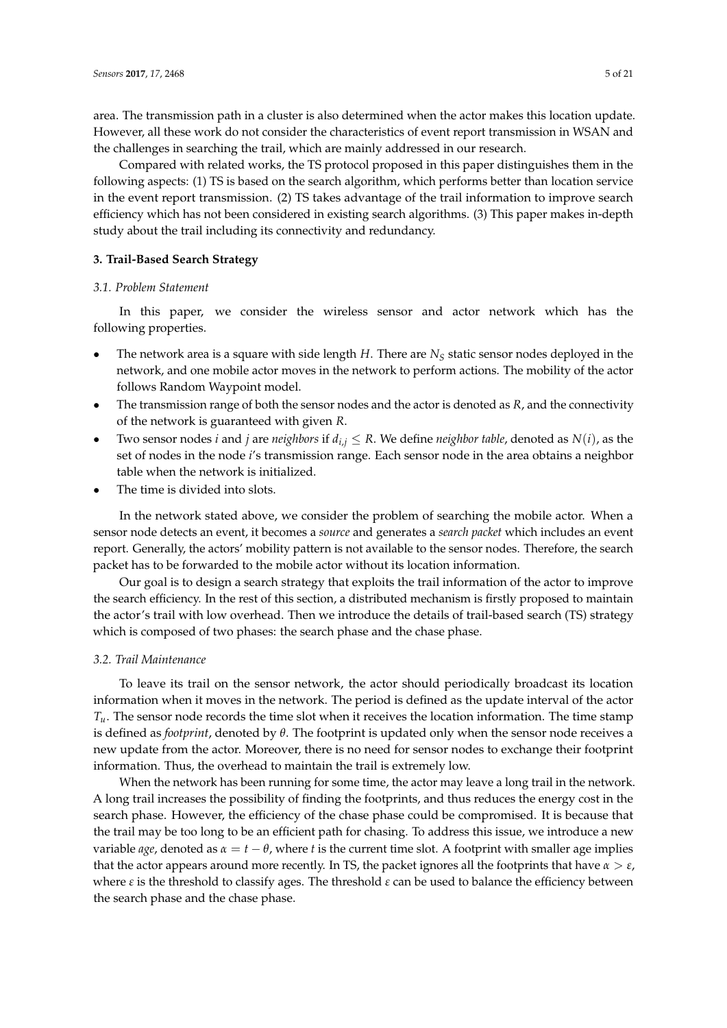area. The transmission path in a cluster is also determined when the actor makes this location update. However, all these work do not consider the characteristics of event report transmission in WSAN and the challenges in searching the trail, which are mainly addressed in our research.

Compared with related works, the TS protocol proposed in this paper distinguishes them in the following aspects: (1) TS is based on the search algorithm, which performs better than location service in the event report transmission. (2) TS takes advantage of the trail information to improve search efficiency which has not been considered in existing search algorithms. (3) This paper makes in-depth study about the trail including its connectivity and redundancy.

## 3. Trail-Based Search Strategy

### 3.1. Problem Statement

In this paper, we consider the wireless sensor and actor network which has the following properties.

- The network area is a square with side length $H$. There are $N_S$ static sensor nodes deployed in the network, and one mobile actor moves in the network to perform actions. The mobility of the actor follows Random Waypoint model.
- The transmission range of both the sensor nodes and the actor is denoted as $R$, and the connectivity of the network is guaranteed with given $R$.
- Two sensor nodes $i$ and $j$ are *neighbors* if $d_{i,j} \leq R$. We define *neighbor table*, denoted as $N(i)$, as the set of nodes in the node $i$'s transmission range. Each sensor node in the area obtains a neighbor table when the network is initialized.
- The time is divided into slots.

In the network stated above, we consider the problem of searching the mobile actor. When a sensor node detects an event, it becomes a *source* and generates a *search packet* which includes an event report. Generally, the actors' mobility pattern is not available to the sensor nodes. Therefore, the search packet has to be forwarded to the mobile actor without its location information.

Our goal is to design a search strategy that exploits the trail information of the actor to improve the search efficiency. In the rest of this section, a distributed mechanism is firstly proposed to maintain the actor's trail with low overhead. Then we introduce the details of trail-based search (TS) strategy which is composed of two phases: the search phase and the chase phase.

### 3.2. Trail Maintenance

To leave its trail on the sensor network, the actor should periodically broadcast its location information when it moves in the network. The period is defined as the update interval of the actor $T_u$. The sensor node records the time slot when it receives the location information. The time stamp is defined as *footprint*, denoted by $\theta$. The footprint is updated only when the sensor node receives a new update from the actor. Moreover, there is no need for sensor nodes to exchange their footprint information. Thus, the overhead to maintain the trail is extremely low.

When the network has been running for some time, the actor may leave a long trail in the network. A long trail increases the possibility of finding the footprints, and thus reduces the energy cost in the search phase. However, the efficiency of the chase phase could be compromised. It is because that the trail may be too long to be an efficient path for chasing. To address this issue, we introduce a new variable *age*, denoted as $\alpha = t - \theta$, where $t$ is the current time slot. A footprint with smaller age implies that the actor appears around more recently. In TS, the packet ignores all the footprints that have $\alpha > \varepsilon$, where $\varepsilon$ is the threshold to classify ages. The threshold $\varepsilon$ can be used to balance the efficiency between the search phase and the chase phase.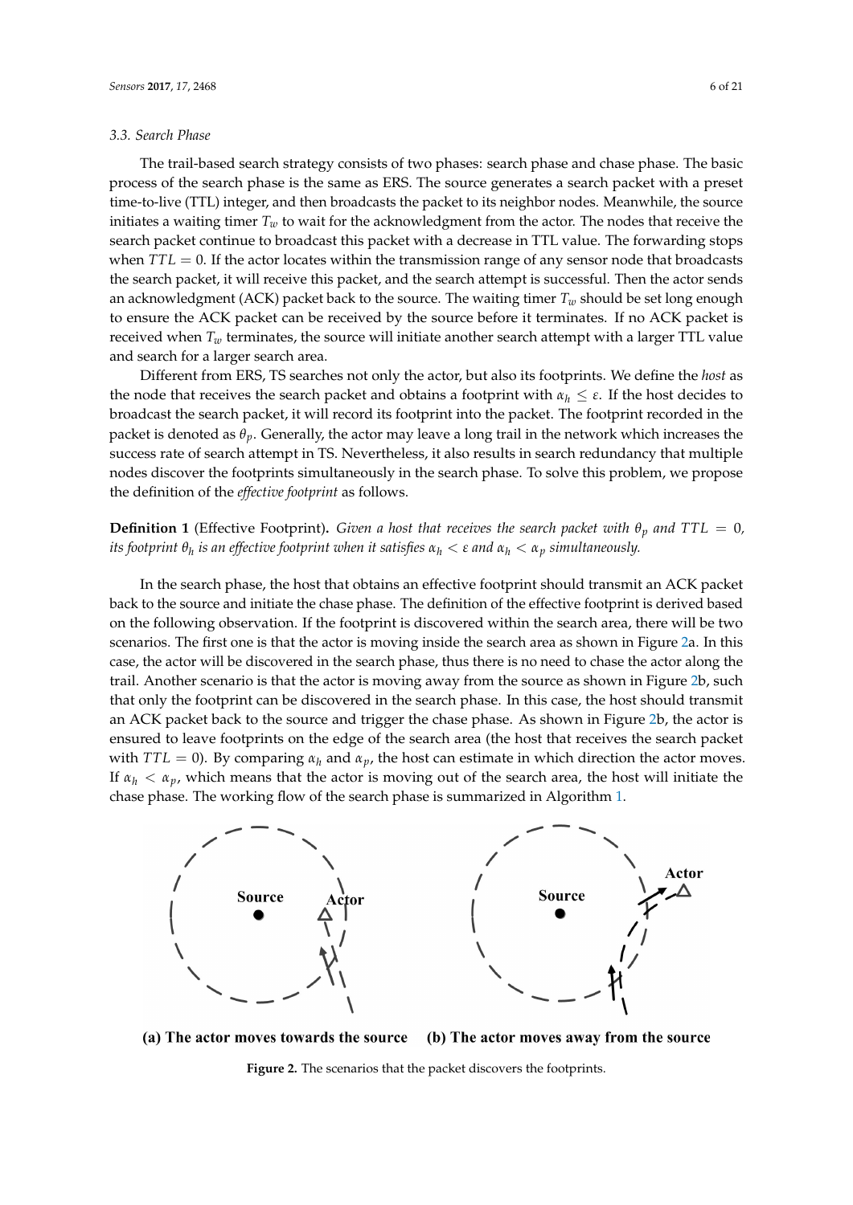### 3.3. Search Phase

The trail-based search strategy consists of two phases: search phase and chase phase. The basic process of the search phase is the same as ERS. The source generates a search packet with a preset time-to-live (TTL) integer, and then broadcasts the packet to its neighbor nodes. Meanwhile, the source initiates a waiting timer $T_w$ to wait for the acknowledgment from the actor. The nodes that receive the search packet continue to broadcast this packet with a decrease in TTL value. The forwarding stops when $TTL = 0$. If the actor locates within the transmission range of any sensor node that broadcasts the search packet, it will receive this packet, and the search attempt is successful. Then the actor sends an acknowledgment (ACK) packet back to the source. The waiting timer $T_w$ should be set long enough to ensure the ACK packet can be received by the source before it terminates. If no ACK packet is received when $T_w$ terminates, the source will initiate another search attempt with a larger TTL value and search for a larger search area.

Different from ERS, TS searches not only the actor, but also its footprints. We define the *host* as the node that receives the search packet and obtains a footprint with $\alpha_h \leq \varepsilon$. If the host decides to broadcast the search packet, it will record its footprint into the packet. The footprint recorded in the packet is denoted as $\theta_p$. Generally, the actor may leave a long trail in the network which increases the success rate of search attempt in TS. Nevertheless, it also results in search redundancy that multiple nodes discover the footprints simultaneously in the search phase. To solve this problem, we propose the definition of the *effective footprint* as follows.

**Definition 1** (Effective Footprint). *Given a host that receives the search packet with $\theta_p$ and $TTL = 0$, its footprint $\theta_h$ is an effective footprint when it satisfies $\alpha_h < \varepsilon$ and $\alpha_h < \alpha_p$ simultaneously.*

In the search phase, the host that obtains an effective footprint should transmit an ACK packet back to the source and initiate the chase phase. The definition of the effective footprint is derived based on the following observation. If the footprint is discovered within the search area, there will be two scenarios. The first one is that the actor is moving inside the search area as shown in Figure 2a. In this case, the actor will be discovered in the search phase, thus there is no need to chase the actor along the trail. Another scenario is that the actor is moving away from the source as shown in Figure 2b, such that only the footprint can be discovered in the search phase. In this case, the host should transmit an ACK packet back to the source and trigger the chase phase. As shown in Figure 2b, the actor is ensured to leave footprints on the edge of the search area (the host that receives the search packet with $TTL = 0$). By comparing $\alpha_h$ and $\alpha_p$, the host can estimate in which direction the actor moves. If $\alpha_h < \alpha_p$, which means that the actor is moving out of the search area, the host will initiate the chase phase. The working flow of the search phase is summarized in Algorithm 1.

**(a) The actor moves towards the source** **(b) The actor moves away from the source**

**Figure 2.** The scenarios that the packet discovers the footprints.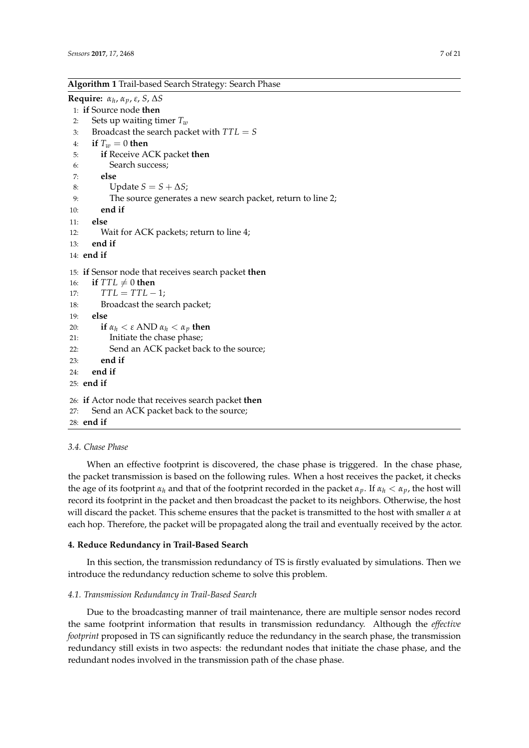**Algorithm 1** Trail-based Search Strategy: Search Phase

```
Require: α_h, α_p, ε, S, ΔS
 1: if Source node then
 2:    Sets up waiting timer T_w
 3:    Broadcast the search packet with TTL = S
 4:    if T_w = 0 then
 5:       if Receive ACK packet then
 6:          Search success;
 7:       else
 8:          Update S = S + ΔS;
 9:          The source generates a new search packet, return to line 2;
10:       end if
11:    else
12:       Wait for ACK packets; return to line 4;
13:    end if
14: end if
15: if Sensor node that receives search packet then
16:    if TTL ≠ 0 then
17:       TTL = TTL − 1;
18:       Broadcast the search packet;
19:    else
20:       if α_h < ε AND α_h < α_p then
21:          Initiate the chase phase;
22:          Send an ACK packet back to the source;
23:       end if
24:    end if
25: end if
26: if Actor node that receives search packet then
27:    Send an ACK packet back to the source;
28: end if
```

### 3.4. Chase Phase

When an effective footprint is discovered, the chase phase is triggered. In the chase phase, the packet transmission is based on the following rules. When a host receives the packet, it checks the age of its footprint $\alpha_h$ and that of the footprint recorded in the packet $\alpha_p$. If $\alpha_h < \alpha_p$, the host will record its footprint in the packet and then broadcast the packet to its neighbors. Otherwise, the host will discard the packet. This scheme ensures that the packet is transmitted to the host with smaller $\alpha$ at each hop. Therefore, the packet will be propagated along the trail and eventually received by the actor.

## 4. Reduce Redundancy in Trail-Based Search

In this section, the transmission redundancy of TS is firstly evaluated by simulations. Then we introduce the redundancy reduction scheme to solve this problem.

### 4.1. Transmission Redundancy in Trail-Based Search

Due to the broadcasting manner of trail maintenance, there are multiple sensor nodes record the same footprint information that results in transmission redundancy. Although the *effective footprint* proposed in TS can significantly reduce the redundancy in the search phase, the transmission redundancy still exists in two aspects: the redundant nodes that initiate the chase phase, and the redundant nodes involved in the transmission path of the chase phase.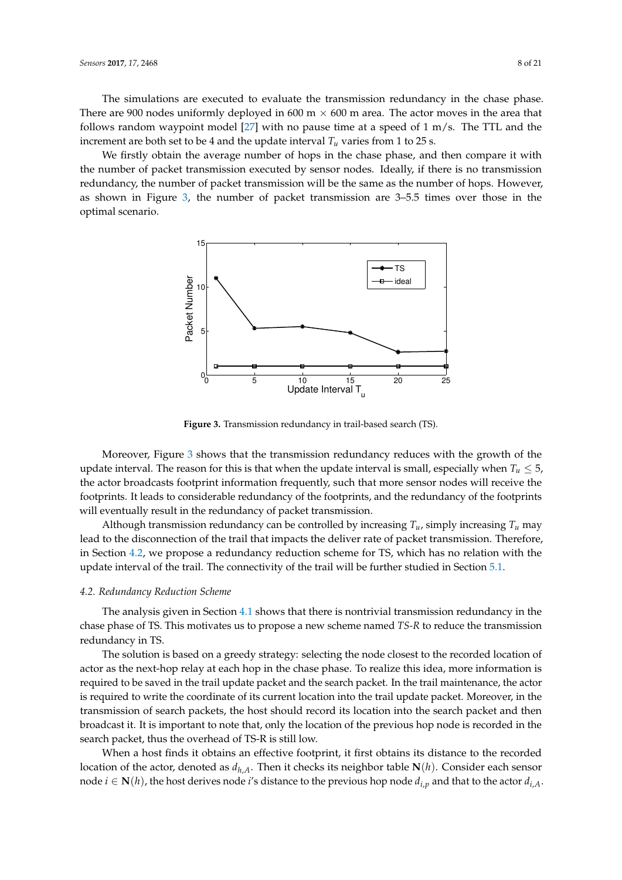The simulations are executed to evaluate the transmission redundancy in the chase phase. There are 900 nodes uniformly deployed in 600 m $\times$ 600 m area. The actor moves in the area that follows random waypoint model [27] with no pause time at a speed of 1 m/s. The TTL and the increment are both set to be 4 and the update interval $T_u$ varies from 1 to 25 s.

We firstly obtain the average number of hops in the chase phase, and then compare it with the number of packet transmission executed by sensor nodes. Ideally, if there is no transmission redundancy, the number of packet transmission will be the same as the number of hops. However, as shown in Figure 3, the number of packet transmission are 3–5.5 times over those in the optimal scenario.

**Figure 3.** Transmission redundancy in trail-based search (TS).

Moreover, Figure 3 shows that the transmission redundancy reduces with the growth of the update interval. The reason for this is that when the update interval is small, especially when $T_u \leq 5$, the actor broadcasts footprint information frequently, such that more sensor nodes will receive the footprints. It leads to considerable redundancy of the footprints, and the redundancy of the footprints will eventually result in the redundancy of packet transmission.

Although transmission redundancy can be controlled by increasing $T_u$, simply increasing $T_u$ may lead to the disconnection of the trail that impacts the deliver rate of packet transmission. Therefore, in Section 4.2, we propose a redundancy reduction scheme for TS, which has no relation with the update interval of the trail. The connectivity of the trail will be further studied in Section 5.1.

### *4.2. Redundancy Reduction Scheme*

The analysis given in Section 4.1 shows that there is nontrivial transmission redundancy in the chase phase of TS. This motivates us to propose a new scheme named *TS-R* to reduce the transmission redundancy in TS.

The solution is based on a greedy strategy: selecting the node closest to the recorded location of actor as the next-hop relay at each hop in the chase phase. To realize this idea, more information is required to be saved in the trail update packet and the search packet. In the trail maintenance, the actor is required to write the coordinate of its current location into the trail update packet. Moreover, in the transmission of search packets, the host should record its location into the search packet and then broadcast it. It is important to note that, only the location of the previous hop node is recorded in the search packet, thus the overhead of TS-R is still low.

When a host finds it obtains an effective footprint, it first obtains its distance to the recorded location of the actor, denoted as $d_{h,A}$. Then it checks its neighbor table $\mathbf{N}(h)$. Consider each sensor node $i \in \mathbf{N}(h)$, the host derives node $i$'s distance to the previous hop node $d_{i,p}$ and that to the actor $d_{i,A}$.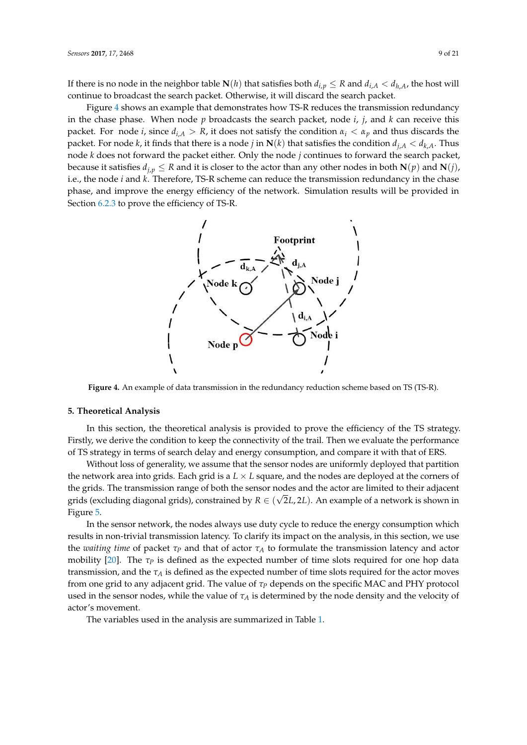If there is no node in the neighbor table $\mathbf{N}(h)$ that satisfies both $d_{i,p} \leq R$ and $d_{i,A} < d_{h,A}$, the host will continue to broadcast the search packet. Otherwise, it will discard the search packet.

Figure 4 shows an example that demonstrates how TS-R reduces the transmission redundancy in the chase phase. When node $p$ broadcasts the search packet, node $i$, $j$, and $k$ can receive this packet. For node $i$, since $d_{i,A} > R$, it does not satisfy the condition $\alpha_i < \alpha_p$ and thus discards the packet. For node $k$, it finds that there is a node $j$ in $\mathbf{N}(k)$ that satisfies the condition $d_{j,A} < d_{k,A}$. Thus node $k$ does not forward the packet either. Only the node $j$ continues to forward the search packet, because it satisfies $d_{j,p} \leq R$ and it is closer to the actor than any other nodes in both $\mathbf{N}(p)$ and $\mathbf{N}(j)$, i.e., the node $i$ and $k$. Therefore, TS-R scheme can reduce the transmission redundancy in the chase phase, and improve the energy efficiency of the network. Simulation results will be provided in Section 6.2.3 to prove the efficiency of TS-R.

**Figure 4.** An example of data transmission in the redundancy reduction scheme based on TS (TS-R).

## 5. Theoretical Analysis

In this section, the theoretical analysis is provided to prove the efficiency of the TS strategy. Firstly, we derive the condition to keep the connectivity of the trail. Then we evaluate the performance of TS strategy in terms of search delay and energy consumption, and compare it with that of ERS.

Without loss of generality, we assume that the sensor nodes are uniformly deployed that partition the network area into grids. Each grid is a $L \times L$ square, and the nodes are deployed at the corners of the grids. The transmission range of both the sensor nodes and the actor are limited to their adjacent grids (excluding diagonal grids), constrained by $R \in (\sqrt{2}L, 2L)$. An example of a network is shown in Figure 5.

In the sensor network, the nodes always use duty cycle to reduce the energy consumption which results in non-trivial transmission latency. To clarify its impact on the analysis, in this section, we use the *waiting time* of packet $\tau_P$ and that of actor $\tau_A$ to formulate the transmission latency and actor mobility [20]. The $\tau_P$ is defined as the expected number of time slots required for one hop data transmission, and the $\tau_A$ is defined as the expected number of time slots required for the actor moves from one grid to any adjacent grid. The value of $\tau_P$ depends on the specific MAC and PHY protocol used in the sensor nodes, while the value of $\tau_A$ is determined by the node density and the velocity of actor's movement.

The variables used in the analysis are summarized in Table 1.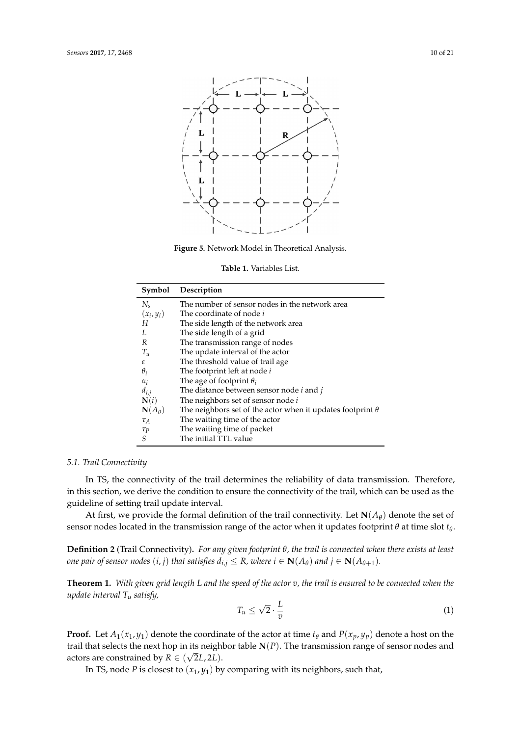**Figure 5.** Network Model in Theoretical Analysis.

**Table 1.** Variables List.

| Symbol | Description |
|---|---|
| $N_s$ | The number of sensor nodes in the network area |
| $(x_i, y_i)$ | The coordinate of node $i$ |
| $H$ | The side length of the network area |
| $L$ | The side length of a grid |
| $R$ | The transmission range of nodes |
| $T_u$ | The update interval of the actor |
| $\varepsilon$ | The threshold value of trail age |
| $\theta_i$ | The footprint left at node $i$ |
| $\alpha_i$ | The age of footprint $\theta_i$ |
| $d_{i,j}$ | The distance between sensor node $i$ and $j$ |
| $\mathbf{N}(i)$ | The neighbors set of sensor node $i$ |
| $\mathbf{N}(A_\theta)$ | The neighbors set of the actor when it updates footprint $\theta$ |
| $\tau_A$ | The waiting time of the actor |
| $\tau_P$ | The waiting time of packet |
| $S$ | The initial TTL value |

### 5.1. Trail Connectivity

In TS, the connectivity of the trail determines the reliability of data transmission. Therefore, in this section, we derive the condition to ensure the connectivity of the trail, which can be used as the guideline of setting trail update interval.

At first, we provide the formal definition of the trail connectivity. Let $\mathbf{N}(A_\theta)$ denote the set of sensor nodes located in the transmission range of the actor when it updates footprint $\theta$ at time slot $t_\theta$.

**Definition 2** (Trail Connectivity)**.** *For any given footprint $\theta$, the trail is connected when there exists at least one pair of sensor nodes $(i, j)$ that satisfies $d_{i,j} \leq R$, where $i \in \mathbf{N}(A_\theta)$ and $j \in \mathbf{N}(A_{\theta+1})$.*

**Theorem 1.** *With given grid length $L$ and the speed of the actor $v$, the trail is ensured to be connected when the update interval $T_u$ satisfy,*

$$T_u \leq \sqrt{2} \cdot \frac{L}{v} \tag{1}$$

**Proof.** Let $A_1(x_1, y_1)$ denote the coordinate of the actor at time $t_\theta$ and $P(x_p, y_p)$ denote a host on the trail that selects the next hop in its neighbor table $\mathbf{N}(P)$. The transmission range of sensor nodes and actors are constrained by $R \in (\sqrt{2}L, 2L)$.

In TS, node $P$ is closest to $(x_1, y_1)$ by comparing with its neighbors, such that,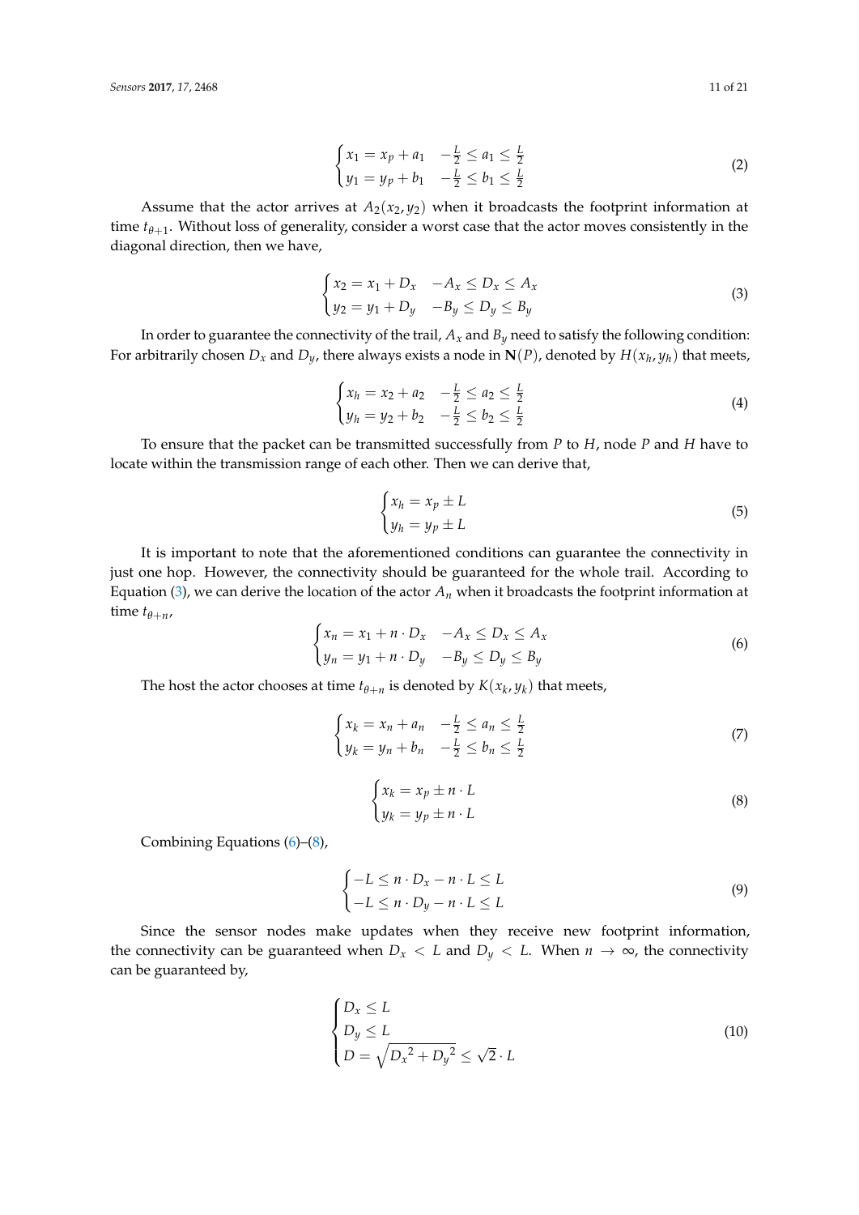$$
\begin{cases} x_1 = x_p + a_1 & -\frac{L}{2} \leq a_1 \leq \frac{L}{2} \\ y_1 = y_p + b_1 & -\frac{L}{2} \leq b_1 \leq \frac{L}{2} \end{cases} \tag{2}
$$

Assume that the actor arrives at $A_2(x_2, y_2)$ when it broadcasts the footprint information at time $t_{\theta+1}$. Without loss of generality, consider a worst case that the actor moves consistently in the diagonal direction, then we have,

$$
\begin{cases} x_2 = x_1 + D_x & -A_x \leq D_x \leq A_x \\ y_2 = y_1 + D_y & -B_y \leq D_y \leq B_y \end{cases} \tag{3}
$$

In order to guarantee the connectivity of the trail, $A_x$ and $B_y$ need to satisfy the following condition: For arbitrarily chosen $D_x$ and $D_y$, there always exists a node in $\mathbf{N}(P)$, denoted by $H(x_h, y_h)$ that meets,

$$
\begin{cases} x_h = x_2 + a_2 & -\frac{L}{2} \leq a_2 \leq \frac{L}{2} \\ y_h = y_2 + b_2 & -\frac{L}{2} \leq b_2 \leq \frac{L}{2} \end{cases} \tag{4}
$$

To ensure that the packet can be transmitted successfully from $P$ to $H$, node $P$ and $H$ have to locate within the transmission range of each other. Then we can derive that,

$$
\begin{cases} x_h = x_p \pm L \\ y_h = y_p \pm L \end{cases} \tag{5}
$$

It is important to note that the aforementioned conditions can guarantee the connectivity in just one hop. However, the connectivity should be guaranteed for the whole trail. According to Equation (3), we can derive the location of the actor $A_n$ when it broadcasts the footprint information at time $t_{\theta+n}$,

$$
\begin{cases} x_n = x_1 + n \cdot D_x & -A_x \leq D_x \leq A_x \\ y_n = y_1 + n \cdot D_y & -B_y \leq D_y \leq B_y \end{cases} \tag{6}
$$

The host the actor chooses at time $t_{\theta+n}$ is denoted by $K(x_k, y_k)$ that meets,

$$
\begin{cases} x_k = x_n + a_n & -\frac{L}{2} \leq a_n \leq \frac{L}{2} \\ y_k = y_n + b_n & -\frac{L}{2} \leq b_n \leq \frac{L}{2} \end{cases} \tag{7}
$$

$$
\begin{cases} x_k = x_p \pm n \cdot L \\ y_k = y_p \pm n \cdot L \end{cases} \tag{8}
$$

Combining Equations (6)–(8),

$$
\begin{cases} -L \leq n \cdot D_x - n \cdot L \leq L \\ -L \leq n \cdot D_y - n \cdot L \leq L \end{cases} \tag{9}
$$

Since the sensor nodes make updates when they receive new footprint information, the connectivity can be guaranteed when $D_x < L$ and $D_y < L$. When $n \to \infty$, the connectivity can be guaranteed by,

$$
\begin{cases} D_x \leq L \\ D_y \leq L \\ D = \sqrt{{D_x}^2 + {D_y}^2} \leq \sqrt{2} \cdot L \end{cases} \tag{10}
$$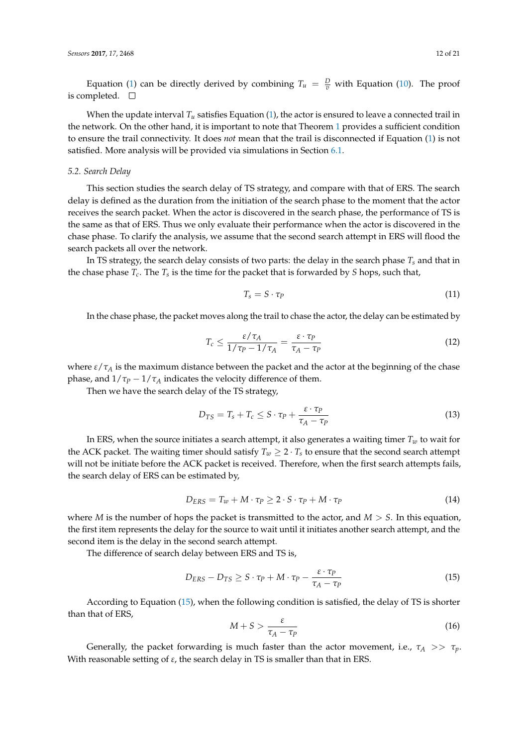Equation (1) can be directly derived by combining $T_u = \frac{D}{v}$ with Equation (10). The proof is completed. □

When the update interval $T_u$ satisfies Equation (1), the actor is ensured to leave a connected trail in the network. On the other hand, it is important to note that Theorem 1 provides a sufficient condition to ensure the trail connectivity. It does *not* mean that the trail is disconnected if Equation (1) is not satisfied. More analysis will be provided via simulations in Section 6.1.

### 5.2. Search Delay

This section studies the search delay of TS strategy, and compare with that of ERS. The search delay is defined as the duration from the initiation of the search phase to the moment that the actor receives the search packet. When the actor is discovered in the search phase, the performance of TS is the same as that of ERS. Thus we only evaluate their performance when the actor is discovered in the chase phase. To clarify the analysis, we assume that the second search attempt in ERS will flood the search packets all over the network.

In TS strategy, the search delay consists of two parts: the delay in the search phase $T_s$ and that in the chase phase $T_c$. The $T_s$ is the time for the packet that is forwarded by $S$ hops, such that,

$$T_s = S \cdot \tau_P \tag{11}$$

In the chase phase, the packet moves along the trail to chase the actor, the delay can be estimated by

$$T_c \leq \frac{\varepsilon/\tau_A}{1/\tau_P - 1/\tau_A} = \frac{\varepsilon \cdot \tau_P}{\tau_A - \tau_P} \tag{12}$$

where $\varepsilon/\tau_A$ is the maximum distance between the packet and the actor at the beginning of the chase phase, and $1/\tau_P - 1/\tau_A$ indicates the velocity difference of them.

Then we have the search delay of the TS strategy,

$$D_{TS} = T_s + T_c \leq S \cdot \tau_P + \frac{\varepsilon \cdot \tau_P}{\tau_A - \tau_P} \tag{13}$$

In ERS, when the source initiates a search attempt, it also generates a waiting timer $T_w$ to wait for the ACK packet. The waiting timer should satisfy $T_w \geq 2 \cdot T_s$ to ensure that the second search attempt will not be initiate before the ACK packet is received. Therefore, when the first search attempts fails, the search delay of ERS can be estimated by,

$$D_{ERS} = T_w + M \cdot \tau_P \geq 2 \cdot S \cdot \tau_P + M \cdot \tau_P \tag{14}$$

where $M$ is the number of hops the packet is transmitted to the actor, and $M > S$. In this equation, the first item represents the delay for the source to wait until it initiates another search attempt, and the second item is the delay in the second search attempt.

The difference of search delay between ERS and TS is,

$$D_{ERS} - D_{TS} \geq S \cdot \tau_P + M \cdot \tau_P - \frac{\varepsilon \cdot \tau_P}{\tau_A - \tau_P} \tag{15}$$

According to Equation (15), when the following condition is satisfied, the delay of TS is shorter than that of ERS,

$$M + S > \frac{\varepsilon}{\tau_A - \tau_P} \tag{16}$$

Generally, the packet forwarding is much faster than the actor movement, i.e., $\tau_A >> \tau_p$. With reasonable setting of $\varepsilon$, the search delay in TS is smaller than that in ERS.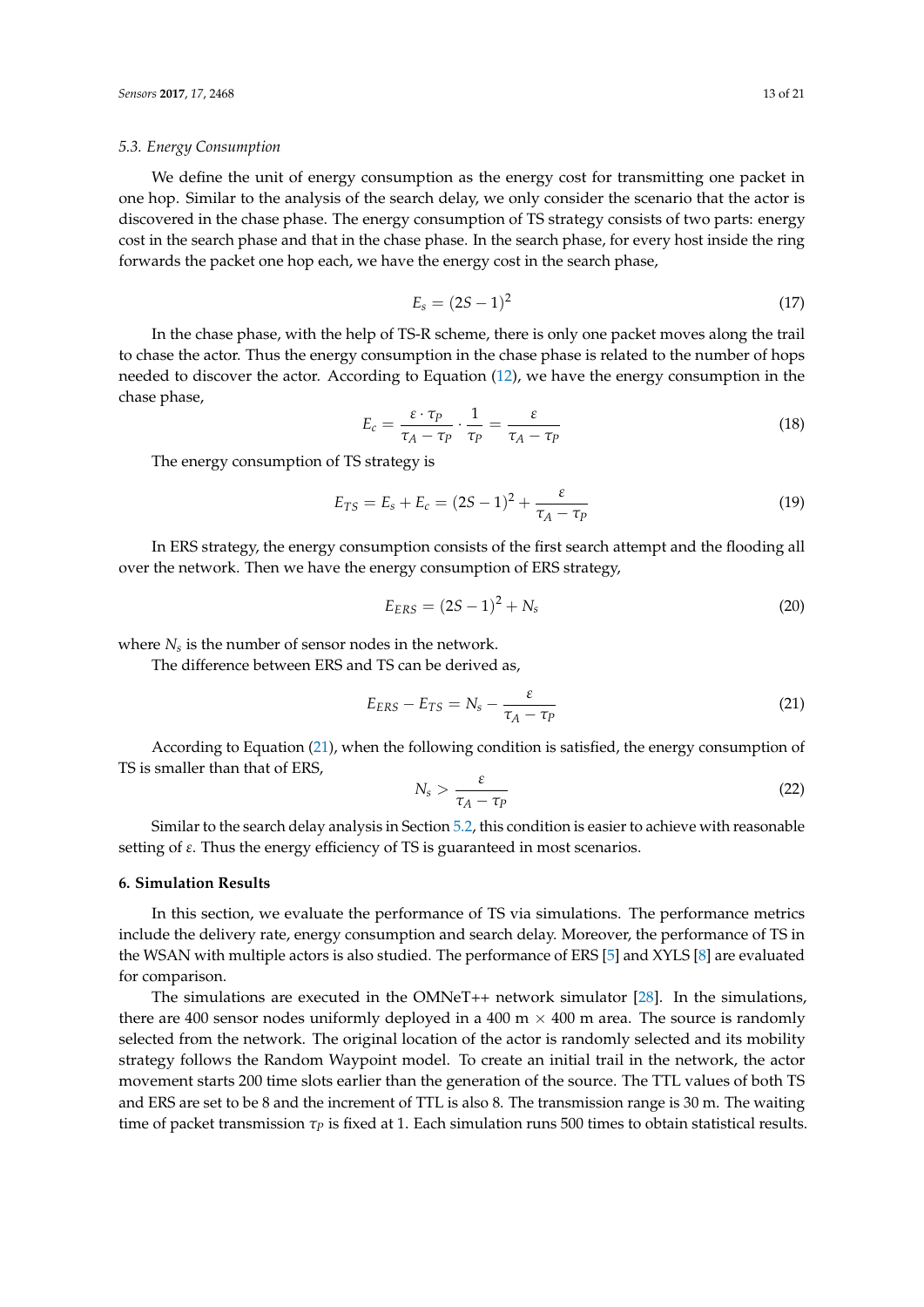### 5.3. Energy Consumption

We define the unit of energy consumption as the energy cost for transmitting one packet in one hop. Similar to the analysis of the search delay, we only consider the scenario that the actor is discovered in the chase phase. The energy consumption of TS strategy consists of two parts: energy cost in the search phase and that in the chase phase. In the search phase, for every host inside the ring forwards the packet one hop each, we have the energy cost in the search phase,

$$E_s = (2S-1)^2 \tag{17}$$

In the chase phase, with the help of TS-R scheme, there is only one packet moves along the trail to chase the actor. Thus the energy consumption in the chase phase is related to the number of hops needed to discover the actor. According to Equation (12), we have the energy consumption in the chase phase,

$$E_c = \frac{\varepsilon \cdot \tau_P}{\tau_A - \tau_P} \cdot \frac{1}{\tau_P} = \frac{\varepsilon}{\tau_A - \tau_P} \tag{18}$$

The energy consumption of TS strategy is

$$E_{TS} = E_s + E_c = (2S-1)^2 + \frac{\varepsilon}{\tau_A - \tau_P} \tag{19}$$

In ERS strategy, the energy consumption consists of the first search attempt and the flooding all over the network. Then we have the energy consumption of ERS strategy,

$$E_{ERS} = (2S-1)^2 + N_s \tag{20}$$

where $N_s$ is the number of sensor nodes in the network.

The difference between ERS and TS can be derived as,

$$E_{ERS} - E_{TS} = N_s - \frac{\varepsilon}{\tau_A - \tau_P} \tag{21}$$

According to Equation (21), when the following condition is satisfied, the energy consumption of TS is smaller than that of ERS,

$$N_s > \frac{\varepsilon}{\tau_A - \tau_P} \tag{22}$$

Similar to the search delay analysis in Section 5.2, this condition is easier to achieve with reasonable setting of $\varepsilon$. Thus the energy efficiency of TS is guaranteed in most scenarios.

## 6. Simulation Results

In this section, we evaluate the performance of TS via simulations. The performance metrics include the delivery rate, energy consumption and search delay. Moreover, the performance of TS in the WSAN with multiple actors is also studied. The performance of ERS [5] and XYLS [8] are evaluated for comparison.

The simulations are executed in the OMNeT++ network simulator [28]. In the simulations, there are 400 sensor nodes uniformly deployed in a 400 m × 400 m area. The source is randomly selected from the network. The original location of the actor is randomly selected and its mobility strategy follows the Random Waypoint model. To create an initial trail in the network, the actor movement starts 200 time slots earlier than the generation of the source. The TTL values of both TS and ERS are set to be 8 and the increment of TTL is also 8. The transmission range is 30 m. The waiting time of packet transmission $\tau_P$ is fixed at 1. Each simulation runs 500 times to obtain statistical results.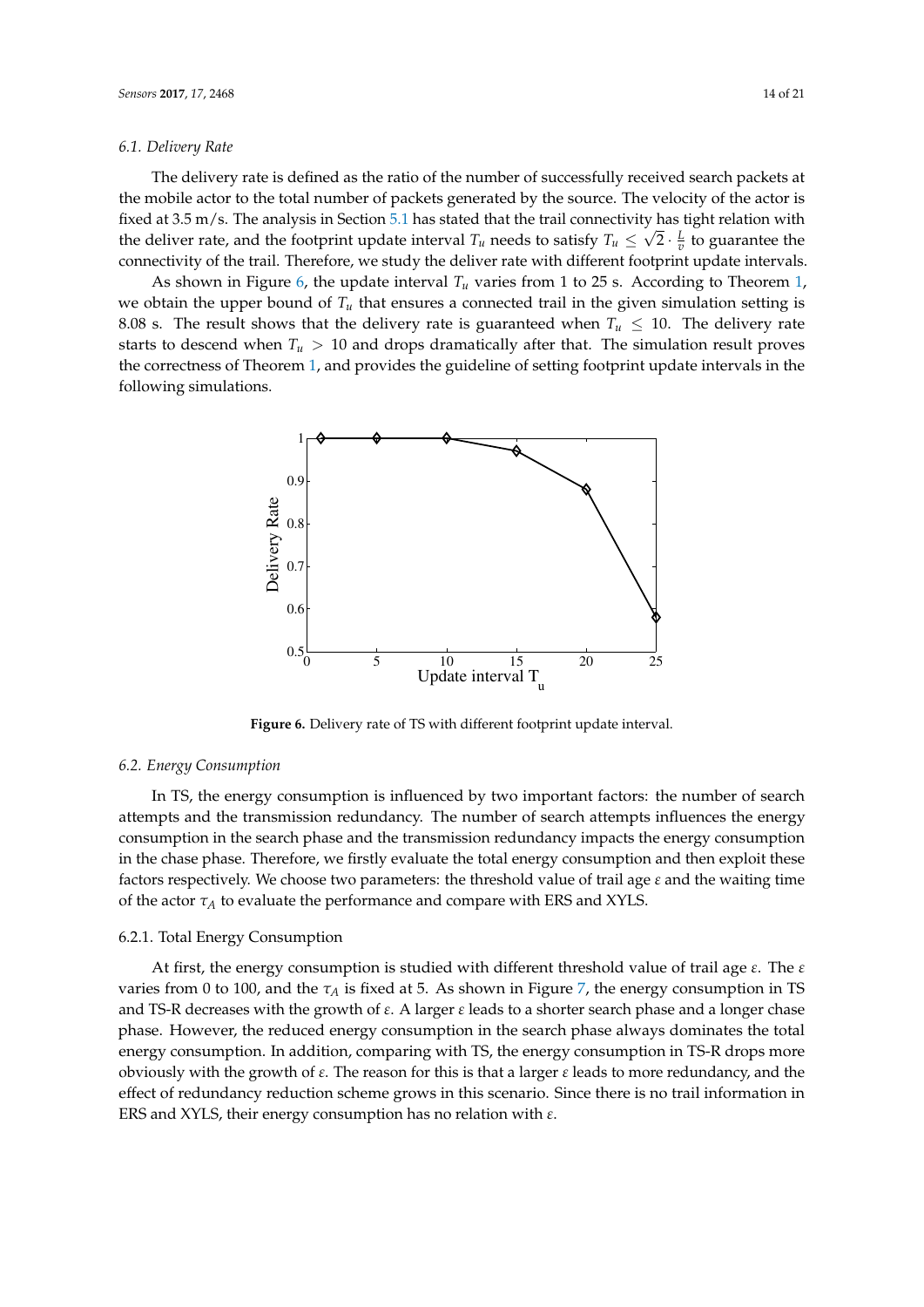### 6.1. Delivery Rate

The delivery rate is defined as the ratio of the number of successfully received search packets at the mobile actor to the total number of packets generated by the source. The velocity of the actor is fixed at 3.5 m/s. The analysis in Section 5.1 has stated that the trail connectivity has tight relation with the deliver rate, and the footprint update interval $T_u$ needs to satisfy $T_u \leq \sqrt{2} \cdot \frac{L}{v}$ to guarantee the connectivity of the trail. Therefore, we study the deliver rate with different footprint update intervals.

As shown in Figure 6, the update interval $T_u$ varies from 1 to 25 s. According to Theorem 1, we obtain the upper bound of $T_u$ that ensures a connected trail in the given simulation setting is 8.08 s. The result shows that the delivery rate is guaranteed when $T_u \leq 10$. The delivery rate starts to descend when $T_u > 10$ and drops dramatically after that. The simulation result proves the correctness of Theorem 1, and provides the guideline of setting footprint update intervals in the following simulations.

**Figure 6.** Delivery rate of TS with different footprint update interval.

### 6.2. Energy Consumption

In TS, the energy consumption is influenced by two important factors: the number of search attempts and the transmission redundancy. The number of search attempts influences the energy consumption in the search phase and the transmission redundancy impacts the energy consumption in the chase phase. Therefore, we firstly evaluate the total energy consumption and then exploit these factors respectively. We choose two parameters: the threshold value of trail age $\varepsilon$ and the waiting time of the actor $\tau_A$ to evaluate the performance and compare with ERS and XYLS.

#### 6.2.1. Total Energy Consumption

At first, the energy consumption is studied with different threshold value of trail age $\varepsilon$. The $\varepsilon$ varies from 0 to 100, and the $\tau_A$ is fixed at 5. As shown in Figure 7, the energy consumption in TS and TS-R decreases with the growth of $\varepsilon$. A larger $\varepsilon$ leads to a shorter search phase and a longer chase phase. However, the reduced energy consumption in the search phase always dominates the total energy consumption. In addition, comparing with TS, the energy consumption in TS-R drops more obviously with the growth of $\varepsilon$. The reason for this is that a larger $\varepsilon$ leads to more redundancy, and the effect of redundancy reduction scheme grows in this scenario. Since there is no trail information in ERS and XYLS, their energy consumption has no relation with $\varepsilon$.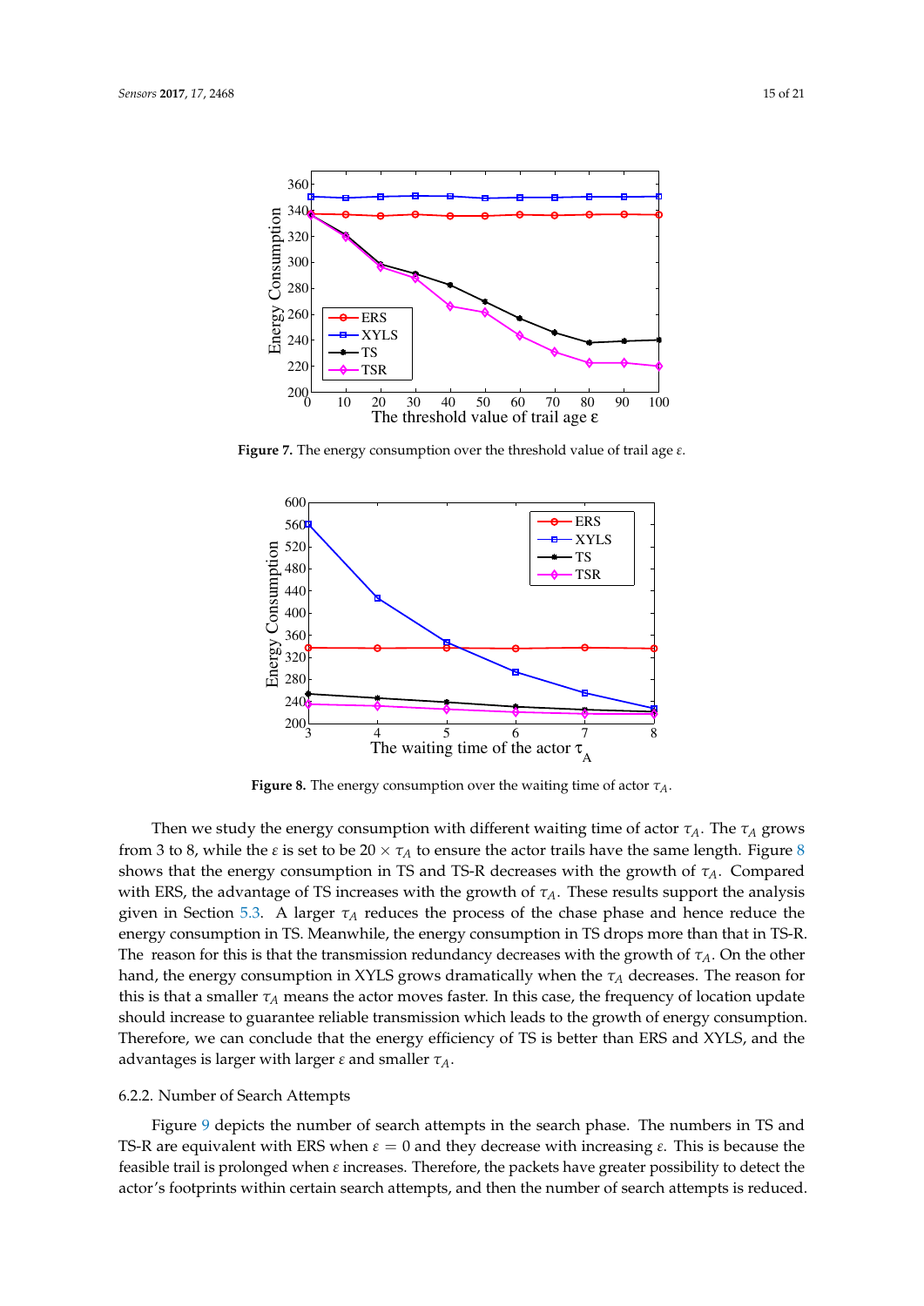**Figure 7.** The energy consumption over the threshold value of trail age $\varepsilon$.

**Figure 8.** The energy consumption over the waiting time of actor $\tau_A$.

Then we study the energy consumption with different waiting time of actor $\tau_A$. The $\tau_A$ grows from 3 to 8, while the $\varepsilon$ is set to be $20 \times \tau_A$ to ensure the actor trails have the same length. Figure 8 shows that the energy consumption in TS and TS-R decreases with the growth of $\tau_A$. Compared with ERS, the advantage of TS increases with the growth of $\tau_A$. These results support the analysis given in Section 5.3. A larger $\tau_A$ reduces the process of the chase phase and hence reduce the energy consumption in TS. Meanwhile, the energy consumption in TS drops more than that in TS-R. The reason for this is that the transmission redundancy decreases with the growth of $\tau_A$. On the other hand, the energy consumption in XYLS grows dramatically when the $\tau_A$ decreases. The reason for this is that a smaller $\tau_A$ means the actor moves faster. In this case, the frequency of location update should increase to guarantee reliable transmission which leads to the growth of energy consumption. Therefore, we can conclude that the energy efficiency of TS is better than ERS and XYLS, and the advantages is larger with larger $\varepsilon$ and smaller $\tau_A$.

#### 6.2.2. Number of Search Attempts

Figure 9 depicts the number of search attempts in the search phase. The numbers in TS and TS-R are equivalent with ERS when $\varepsilon = 0$ and they decrease with increasing $\varepsilon$. This is because the feasible trail is prolonged when $\varepsilon$ increases. Therefore, the packets have greater possibility to detect the actor's footprints within certain search attempts, and then the number of search attempts is reduced.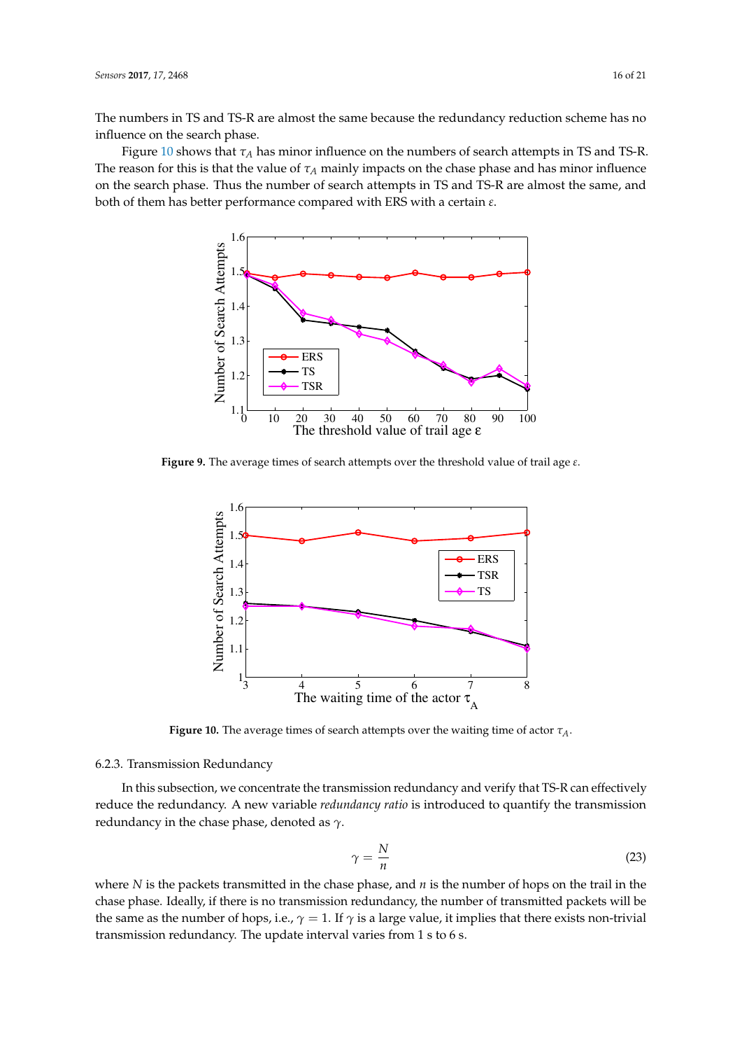The numbers in TS and TS-R are almost the same because the redundancy reduction scheme has no influence on the search phase.

Figure 10 shows that $\tau_A$ has minor influence on the numbers of search attempts in TS and TS-R. The reason for this is that the value of $\tau_A$ mainly impacts on the chase phase and has minor influence on the search phase. Thus the number of search attempts in TS and TS-R are almost the same, and both of them has better performance compared with ERS with a certain $\varepsilon$.

**Figure 9.** The average times of search attempts over the threshold value of trail age $\varepsilon$.

**Figure 10.** The average times of search attempts over the waiting time of actor $\tau_A$.

### 6.2.3. Transmission Redundancy

In this subsection, we concentrate the transmission redundancy and verify that TS-R can effectively reduce the redundancy. A new variable *redundancy ratio* is introduced to quantify the transmission redundancy in the chase phase, denoted as $\gamma$.

$$\gamma = \frac{N}{n} \tag{23}$$

where $N$ is the packets transmitted in the chase phase, and $n$ is the number of hops on the trail in the chase phase. Ideally, if there is no transmission redundancy, the number of transmitted packets will be the same as the number of hops, i.e., $\gamma = 1$. If $\gamma$ is a large value, it implies that there exists non-trivial transmission redundancy. The update interval varies from 1 s to 6 s.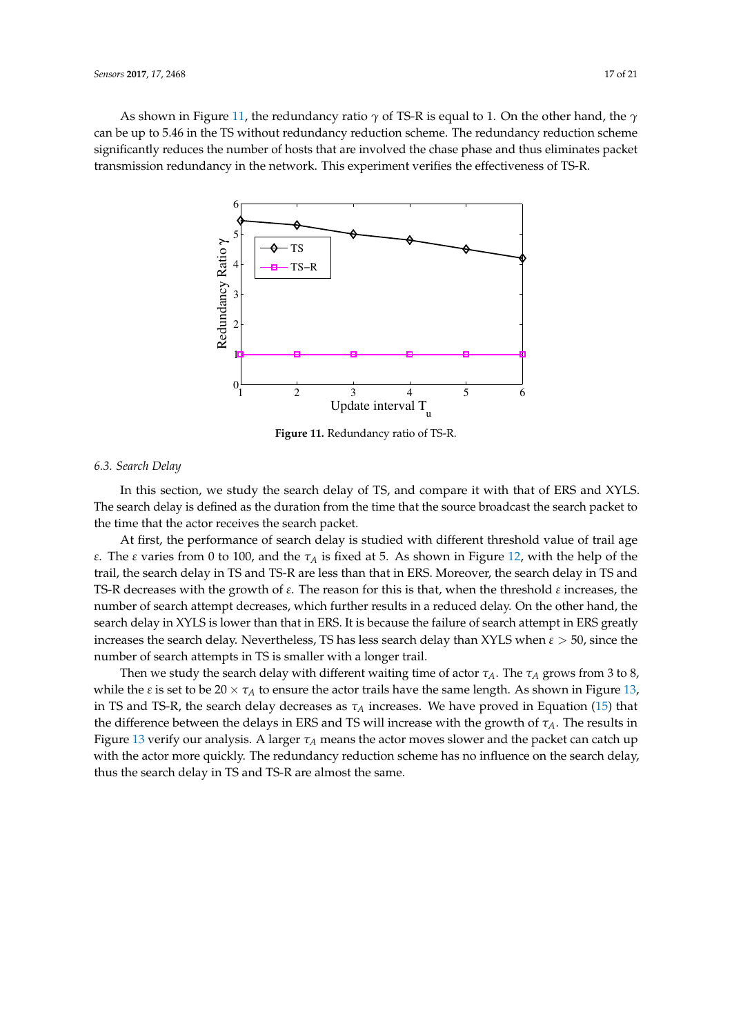As shown in Figure 11, the redundancy ratio $\gamma$ of TS-R is equal to 1. On the other hand, the $\gamma$ can be up to 5.46 in the TS without redundancy reduction scheme. The redundancy reduction scheme significantly reduces the number of hosts that are involved the chase phase and thus eliminates packet transmission redundancy in the network. This experiment verifies the effectiveness of TS-R.

**Figure 11.** Redundancy ratio of TS-R.

### *6.3. Search Delay*

In this section, we study the search delay of TS, and compare it with that of ERS and XYLS. The search delay is defined as the duration from the time that the source broadcast the search packet to the time that the actor receives the search packet.

At first, the performance of search delay is studied with different threshold value of trail age $\varepsilon$. The $\varepsilon$ varies from 0 to 100, and the $\tau_A$ is fixed at 5. As shown in Figure 12, with the help of the trail, the search delay in TS and TS-R are less than that in ERS. Moreover, the search delay in TS and TS-R decreases with the growth of $\varepsilon$. The reason for this is that, when the threshold $\varepsilon$ increases, the number of search attempt decreases, which further results in a reduced delay. On the other hand, the search delay in XYLS is lower than that in ERS. It is because the failure of search attempt in ERS greatly increases the search delay. Nevertheless, TS has less search delay than XYLS when $\varepsilon > 50$, since the number of search attempts in TS is smaller with a longer trail.

Then we study the search delay with different waiting time of actor $\tau_A$. The $\tau_A$ grows from 3 to 8, while the $\varepsilon$ is set to be $20 \times \tau_A$ to ensure the actor trails have the same length. As shown in Figure 13, in TS and TS-R, the search delay decreases as $\tau_A$ increases. We have proved in Equation (15) that the difference between the delays in ERS and TS will increase with the growth of $\tau_A$. The results in Figure 13 verify our analysis. A larger $\tau_A$ means the actor moves slower and the packet can catch up with the actor more quickly. The redundancy reduction scheme has no influence on the search delay, thus the search delay in TS and TS-R are almost the same.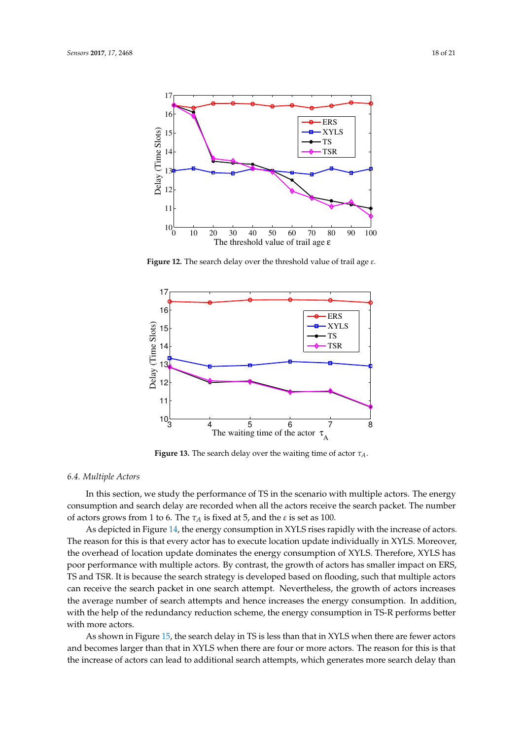Figure 12. The search delay over the threshold value of trail age $\varepsilon$.

Figure 13. The search delay over the waiting time of actor $\tau_A$.

### 6.4. Multiple Actors

In this section, we study the performance of TS in the scenario with multiple actors. The energy consumption and search delay are recorded when all the actors receive the search packet. The number of actors grows from 1 to 6. The $\tau_A$ is fixed at 5, and the $\varepsilon$ is set as 100.

As depicted in Figure 14, the energy consumption in XYLS rises rapidly with the increase of actors. The reason for this is that every actor has to execute location update individually in XYLS. Moreover, the overhead of location update dominates the energy consumption of XYLS. Therefore, XYLS has poor performance with multiple actors. By contrast, the growth of actors has smaller impact on ERS, TS and TSR. It is because the search strategy is developed based on flooding, such that multiple actors can receive the search packet in one search attempt. Nevertheless, the growth of actors increases the average number of search attempts and hence increases the energy consumption. In addition, with the help of the redundancy reduction scheme, the energy consumption in TS-R performs better with more actors.

As shown in Figure 15, the search delay in TS is less than that in XYLS when there are fewer actors and becomes larger than that in XYLS when there are four or more actors. The reason for this is that the increase of actors can lead to additional search attempts, which generates more search delay than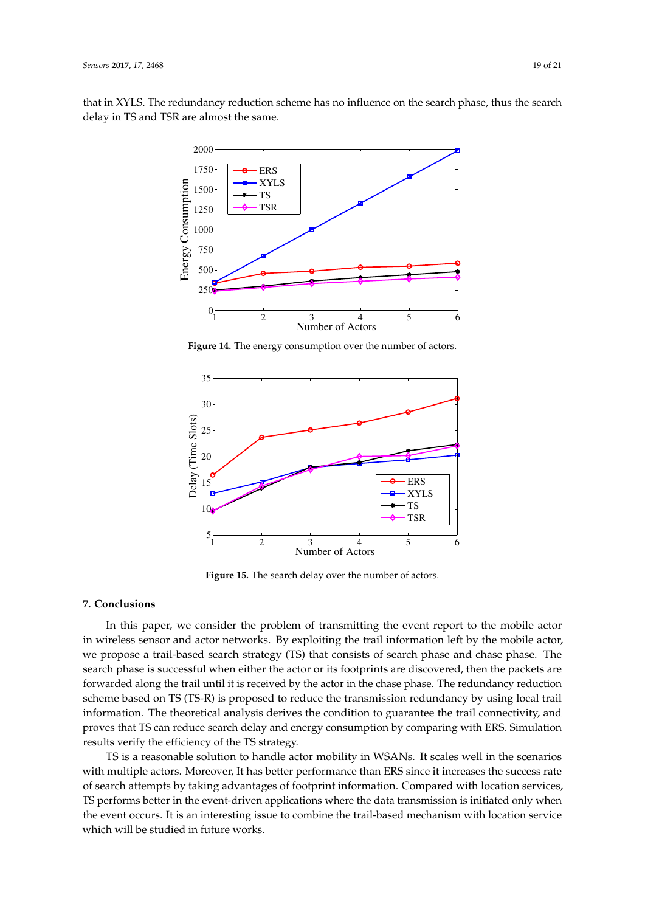that in XYLS. The redundancy reduction scheme has no influence on the search phase, thus the search delay in TS and TSR are almost the same.

**Figure 14.** The energy consumption over the number of actors.

**Figure 15.** The search delay over the number of actors.

## 7. Conclusions

In this paper, we consider the problem of transmitting the event report to the mobile actor in wireless sensor and actor networks. By exploiting the trail information left by the mobile actor, we propose a trail-based search strategy (TS) that consists of search phase and chase phase. The search phase is successful when either the actor or its footprints are discovered, then the packets are forwarded along the trail until it is received by the actor in the chase phase. The redundancy reduction scheme based on TS (TS-R) is proposed to reduce the transmission redundancy by using local trail information. The theoretical analysis derives the condition to guarantee the trail connectivity, and proves that TS can reduce search delay and energy consumption by comparing with ERS. Simulation results verify the efficiency of the TS strategy.

TS is a reasonable solution to handle actor mobility in WSANs. It scales well in the scenarios with multiple actors. Moreover, It has better performance than ERS since it increases the success rate of search attempts by taking advantages of footprint information. Compared with location services, TS performs better in the event-driven applications where the data transmission is initiated only when the event occurs. It is an interesting issue to combine the trail-based mechanism with location service which will be studied in future works.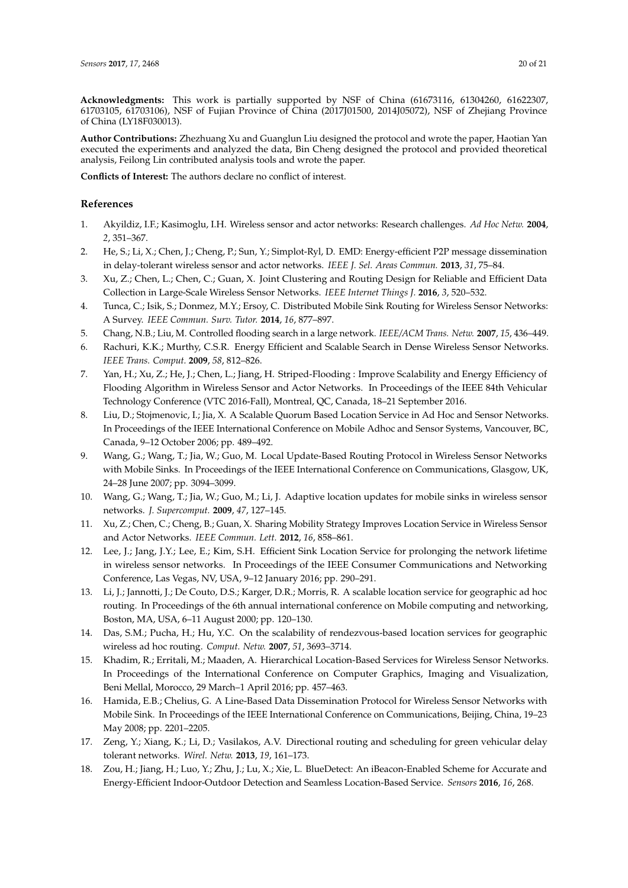**Acknowledgments:** This work is partially supported by NSF of China (61673116, 61304260, 61622307, 61703105, 61703106), NSF of Fujian Province of China (2017J01500, 2014J05072), NSF of Zhejiang Province of China (LY18F030013).

**Author Contributions:** Zhezhuang Xu and Guanglun Liu designed the protocol and wrote the paper, Haotian Yan executed the experiments and analyzed the data, Bin Cheng designed the protocol and provided theoretical analysis, Feilong Lin contributed analysis tools and wrote the paper.

**Conflicts of Interest:** The authors declare no conflict of interest.

## References

1. Akyildiz, I.F.; Kasimoglu, I.H. Wireless sensor and actor networks: Research challenges. *Ad Hoc Netw.* **2004**, *2*, 351–367.
2. He, S.; Li, X.; Chen, J.; Cheng, P.; Sun, Y.; Simplot-Ryl, D. EMD: Energy-efficient P2P message dissemination in delay-tolerant wireless sensor and actor networks. *IEEE J. Sel. Areas Commun.* **2013**, *31*, 75–84.
3. Xu, Z.; Chen, L.; Chen, C.; Guan, X. Joint Clustering and Routing Design for Reliable and Efficient Data Collection in Large-Scale Wireless Sensor Networks. *IEEE Internet Things J.* **2016**, *3*, 520–532.
4. Tunca, C.; Isik, S.; Donmez, M.Y.; Ersoy, C. Distributed Mobile Sink Routing for Wireless Sensor Networks: A Survey. *IEEE Commun. Surv. Tutor.* **2014**, *16*, 877–897.
5. Chang, N.B.; Liu, M. Controlled flooding search in a large network. *IEEE/ACM Trans. Netw.* **2007**, *15*, 436–449.
6. Rachuri, K.K.; Murthy, C.S.R. Energy Efficient and Scalable Search in Dense Wireless Sensor Networks. *IEEE Trans. Comput.* **2009**, *58*, 812–826.
7. Yan, H.; Xu, Z.; He, J.; Chen, L.; Jiang, H. Striped-Flooding : Improve Scalability and Energy Efficiency of Flooding Algorithm in Wireless Sensor and Actor Networks. In Proceedings of the IEEE 84th Vehicular Technology Conference (VTC 2016-Fall), Montreal, QC, Canada, 18–21 September 2016.
8. Liu, D.; Stojmenovic, I.; Jia, X. A Scalable Quorum Based Location Service in Ad Hoc and Sensor Networks. In Proceedings of the IEEE International Conference on Mobile Adhoc and Sensor Systems, Vancouver, BC, Canada, 9–12 October 2006; pp. 489–492.
9. Wang, G.; Wang, T.; Jia, W.; Guo, M. Local Update-Based Routing Protocol in Wireless Sensor Networks with Mobile Sinks. In Proceedings of the IEEE International Conference on Communications, Glasgow, UK, 24–28 June 2007; pp. 3094–3099.
10. Wang, G.; Wang, T.; Jia, W.; Guo, M.; Li, J. Adaptive location updates for mobile sinks in wireless sensor networks. *J. Supercomput.* **2009**, *47*, 127–145.
11. Xu, Z.; Chen, C.; Cheng, B.; Guan, X. Sharing Mobility Strategy Improves Location Service in Wireless Sensor and Actor Networks. *IEEE Commun. Lett.* **2012**, *16*, 858–861.
12. Lee, J.; Jang, J.Y.; Lee, E.; Kim, S.H. Efficient Sink Location Service for prolonging the network lifetime in wireless sensor networks. In Proceedings of the IEEE Consumer Communications and Networking Conference, Las Vegas, NV, USA, 9–12 January 2016; pp. 290–291.
13. Li, J.; Jannotti, J.; De Couto, D.S.; Karger, D.R.; Morris, R. A scalable location service for geographic ad hoc routing. In Proceedings of the 6th annual international conference on Mobile computing and networking, Boston, MA, USA, 6–11 August 2000; pp. 120–130.
14. Das, S.M.; Pucha, H.; Hu, Y.C. On the scalability of rendezvous-based location services for geographic wireless ad hoc routing. *Comput. Netw.* **2007**, *51*, 3693–3714.
15. Khadim, R.; Erritali, M.; Maaden, A. Hierarchical Location-Based Services for Wireless Sensor Networks. In Proceedings of the International Conference on Computer Graphics, Imaging and Visualization, Beni Mellal, Morocco, 29 March–1 April 2016; pp. 457–463.
16. Hamida, E.B.; Chelius, G. A Line-Based Data Dissemination Protocol for Wireless Sensor Networks with Mobile Sink. In Proceedings of the IEEE International Conference on Communications, Beijing, China, 19–23 May 2008; pp. 2201–2205.
17. Zeng, Y.; Xiang, K.; Li, D.; Vasilakos, A.V. Directional routing and scheduling for green vehicular delay tolerant networks. *Wirel. Netw.* **2013**, *19*, 161–173.
18. Zou, H.; Jiang, H.; Luo, Y.; Zhu, J.; Lu, X.; Xie, L. BlueDetect: An iBeacon-Enabled Scheme for Accurate and Energy-Efficient Indoor-Outdoor Detection and Seamless Location-Based Service. *Sensors* **2016**, *16*, 268.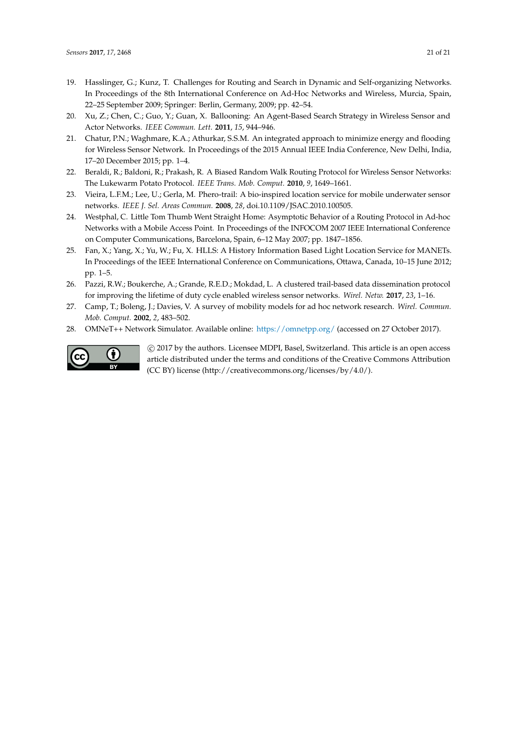19. Hasslinger, G.; Kunz, T. Challenges for Routing and Search in Dynamic and Self-organizing Networks. In Proceedings of the 8th International Conference on Ad-Hoc Networks and Wireless, Murcia, Spain, 22–25 September 2009; Springer: Berlin, Germany, 2009; pp. 42–54.
20. Xu, Z.; Chen, C.; Guo, Y.; Guan, X. Ballooning: An Agent-Based Search Strategy in Wireless Sensor and Actor Networks. *IEEE Commun. Lett.* **2011**, *15*, 944–946.
21. Chatur, P.N.; Waghmare, K.A.; Athurkar, S.S.M. An integrated approach to minimize energy and flooding for Wireless Sensor Network. In Proceedings of the 2015 Annual IEEE India Conference, New Delhi, India, 17–20 December 2015; pp. 1–4.
22. Beraldi, R.; Baldoni, R.; Prakash, R. A Biased Random Walk Routing Protocol for Wireless Sensor Networks: The Lukewarm Potato Protocol. *IEEE Trans. Mob. Comput.* **2010**, *9*, 1649–1661.
23. Vieira, L.F.M.; Lee, U.; Gerla, M. Phero-trail: A bio-inspired location service for mobile underwater sensor networks. *IEEE J. Sel. Areas Commun.* **2008**, *28*, doi.10.1109/JSAC.2010.100505.
24. Westphal, C. Little Tom Thumb Went Straight Home: Asymptotic Behavior of a Routing Protocol in Ad-hoc Networks with a Mobile Access Point. In Proceedings of the INFOCOM 2007 IEEE International Conference on Computer Communications, Barcelona, Spain, 6–12 May 2007; pp. 1847–1856.
25. Fan, X.; Yang, X.; Yu, W.; Fu, X. HLLS: A History Information Based Light Location Service for MANETs. In Proceedings of the IEEE International Conference on Communications, Ottawa, Canada, 10–15 June 2012; pp. 1–5.
26. Pazzi, R.W.; Boukerche, A.; Grande, R.E.D.; Mokdad, L. A clustered trail-based data dissemination protocol for improving the lifetime of duty cycle enabled wireless sensor networks. *Wirel. Netw.* **2017**, *23*, 1–16.
27. Camp, T.; Boleng, J.; Davies, V. A survey of mobility models for ad hoc network research. *Wirel. Commun. Mob. Comput.* **2002**, *2*, 483–502.
28. OMNeT++ Network Simulator. Available online: https://omnetpp.org/ (accessed on 27 October 2017).

© 2017 by the authors. Licensee MDPI, Basel, Switzerland. This article is an open access article distributed under the terms and conditions of the Creative Commons Attribution (CC BY) license (http://creativecommons.org/licenses/by/4.0/).